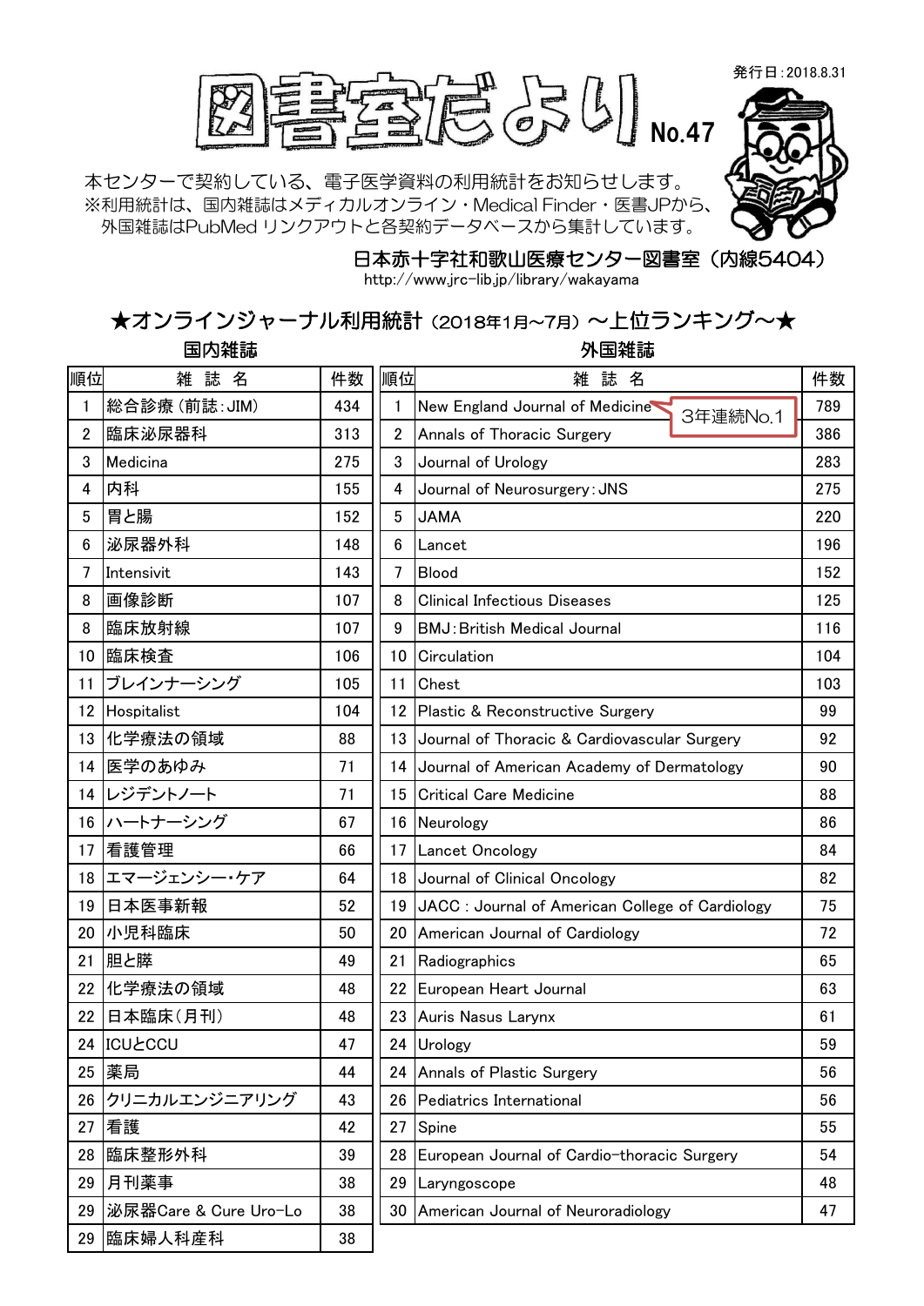発行日：2018.8.31

# 図書室だより No.47

本センターで契約している、電子医学資料の利用統計をお知らせします。
※利用統計は、国内雑誌はメディカルオンライン・Medical Finder・医書JPから、
外国雑誌はPubMed リンクアウトと各契約データベースから集計しています。

日本赤十字社和歌山医療センター図書室（内線5404）
http://www.jrc-lib.jp/library/wakayama

## ★オンラインジャーナル利用統計（2018年1月~7月）～上位ランキング～★

### 国内雑誌

| 順位 | 雑　誌　名 | 件数 |
|---|---|---|
| 1 | 総合診療（前誌：JIM） | 434 |
| 2 | 臨床泌尿器科 | 313 |
| 3 | Medicina | 275 |
| 4 | 内科 | 155 |
| 5 | 胃と腸 | 152 |
| 6 | 泌尿器外科 | 148 |
| 7 | Intensivit | 143 |
| 8 | 画像診断 | 107 |
| 8 | 臨床放射線 | 107 |
| 10 | 臨床検査 | 106 |
| 11 | ブレインナーシング | 105 |
| 12 | Hospitalist | 104 |
| 13 | 化学療法の領域 | 88 |
| 14 | 医学のあゆみ | 71 |
| 14 | レジデントノート | 71 |
| 16 | ハートナーシング | 67 |
| 17 | 看護管理 | 66 |
| 18 | エマージェンシー・ケア | 64 |
| 19 | 日本医事新報 | 52 |
| 20 | 小児科臨床 | 50 |
| 21 | 胆と膵 | 49 |
| 22 | 化学療法の領域 | 48 |
| 22 | 日本臨床（月刊） | 48 |
| 24 | ICUとCCU | 47 |
| 25 | 薬局 | 44 |
| 26 | クリニカルエンジニアリング | 43 |
| 27 | 看護 | 42 |
| 28 | 臨床整形外科 | 39 |
| 29 | 月刊薬事 | 38 |
| 29 | 泌尿器Care & Cure Uro-Lo | 38 |
| 29 | 臨床婦人科産科 | 38 |

### 外国雑誌

| 順位 | 雑　誌　名 | 件数 |
|---|---|---|
| 1 | New England Journal of Medicine（3年連続No.1） | 789 |
| 2 | Annals of Thoracic Surgery | 386 |
| 3 | Journal of Urology | 283 |
| 4 | Journal of Neurosurgery：JNS | 275 |
| 5 | JAMA | 220 |
| 6 | Lancet | 196 |
| 7 | Blood | 152 |
| 8 | Clinical Infectious Diseases | 125 |
| 9 | BMJ：British Medical Journal | 116 |
| 10 | Circulation | 104 |
| 11 | Chest | 103 |
| 12 | Plastic & Reconstructive Surgery | 99 |
| 13 | Journal of Thoracic & Cardiovascular Surgery | 92 |
| 14 | Journal of American Academy of Dermatology | 90 |
| 15 | Critical Care Medicine | 88 |
| 16 | Neurology | 86 |
| 17 | Lancet Oncology | 84 |
| 18 | Journal of Clinical Oncology | 82 |
| 19 | JACC : Journal of American College of Cardiology | 75 |
| 20 | American Journal of Cardiology | 72 |
| 21 | Radiographics | 65 |
| 22 | European Heart Journal | 63 |
| 23 | Auris Nasus Larynx | 61 |
| 24 | Urology | 59 |
| 24 | Annals of Plastic Surgery | 56 |
| 26 | Pediatrics International | 56 |
| 27 | Spine | 55 |
| 28 | European Journal of Cardio-thoracic Surgery | 54 |
| 29 | Laryngoscope | 48 |
| 30 | American Journal of Neuroradiology | 47 |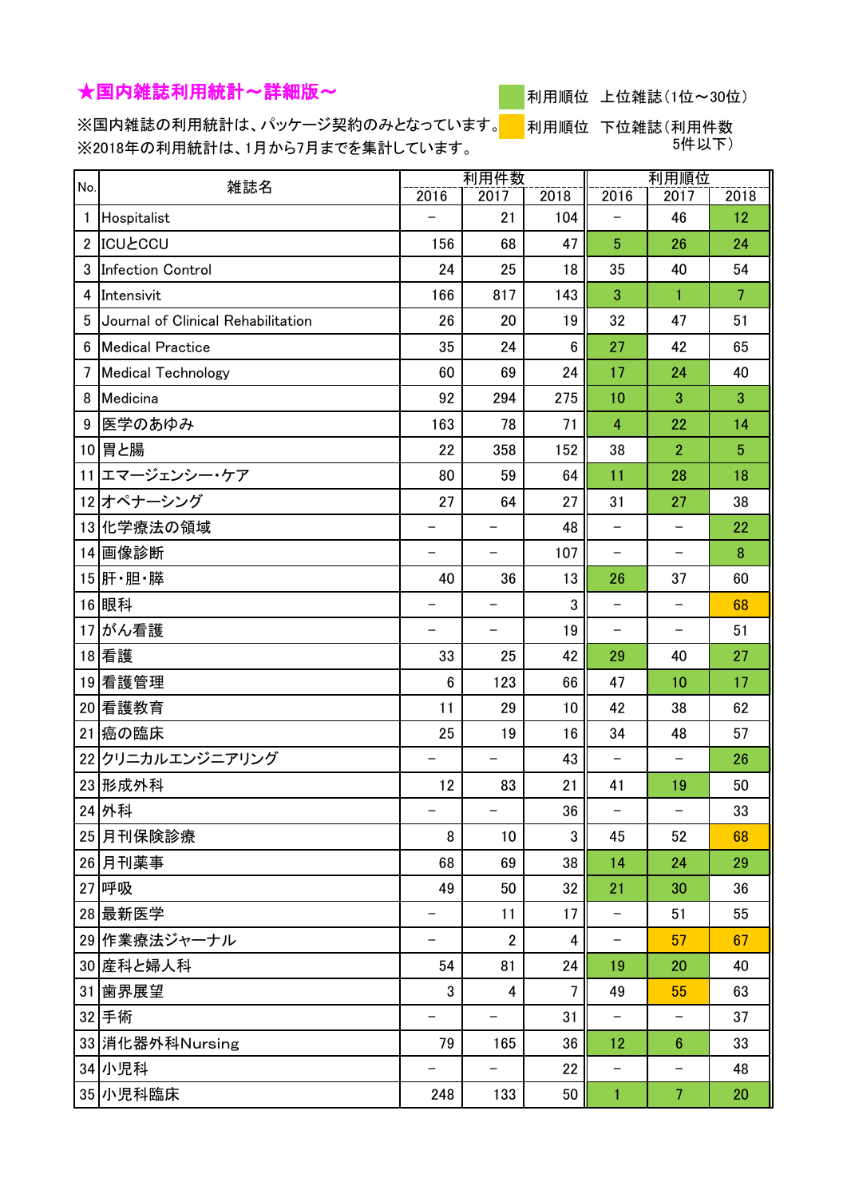# ★国内雑誌利用統計～詳細版～

※国内雑誌の利用統計は、パッケージ契約のみとなっています。
※2018年の利用統計は、1月から7月までを集計しています。

利用順位　上位雑誌（1位～30位）
利用順位　下位雑誌（利用件数5件以下）

| No. | 雑誌名 | 利用件数 | | | 利用順位 | | |
|---|---|---|---|---|---|---|---|
| | | 2016 | 2017 | 2018 | 2016 | 2017 | 2018 |
| 1 | Hospitalist | － | 21 | 104 | － | 46 | 12 |
| 2 | ICUとCCU | 156 | 68 | 47 | 5 | 26 | 24 |
| 3 | Infection Control | 24 | 25 | 18 | 35 | 40 | 54 |
| 4 | Intensivit | 166 | 817 | 143 | 3 | 1 | 7 |
| 5 | Journal of Clinical Rehabilitation | 26 | 20 | 19 | 32 | 47 | 51 |
| 6 | Medical Practice | 35 | 24 | 6 | 27 | 42 | 65 |
| 7 | Medical Technology | 60 | 69 | 24 | 17 | 24 | 40 |
| 8 | Medicina | 92 | 294 | 275 | 10 | 3 | 3 |
| 9 | 医学のあゆみ | 163 | 78 | 71 | 4 | 22 | 14 |
| 10 | 胃と腸 | 22 | 358 | 152 | 38 | 2 | 5 |
| 11 | エマージェンシー・ケア | 80 | 59 | 64 | 11 | 28 | 18 |
| 12 | オペナーシング | 27 | 64 | 27 | 31 | 27 | 38 |
| 13 | 化学療法の領域 | － | － | 48 | － | － | 22 |
| 14 | 画像診断 | － | － | 107 | － | － | 8 |
| 15 | 肝・胆・膵 | 40 | 36 | 13 | 26 | 37 | 60 |
| 16 | 眼科 | － | － | 3 | － | － | 68 |
| 17 | がん看護 | － | － | 19 | － | － | 51 |
| 18 | 看護 | 33 | 25 | 42 | 29 | 40 | 27 |
| 19 | 看護管理 | 6 | 123 | 66 | 47 | 10 | 17 |
| 20 | 看護教育 | 11 | 29 | 10 | 42 | 38 | 62 |
| 21 | 癌の臨床 | 25 | 19 | 16 | 34 | 48 | 57 |
| 22 | クリニカルエンジニアリング | － | － | 43 | － | － | 26 |
| 23 | 形成外科 | 12 | 83 | 21 | 41 | 19 | 50 |
| 24 | 外科 | － | － | 36 | － | － | 33 |
| 25 | 月刊保険診療 | 8 | 10 | 3 | 45 | 52 | 68 |
| 26 | 月刊薬事 | 68 | 69 | 38 | 14 | 24 | 29 |
| 27 | 呼吸 | 49 | 50 | 32 | 21 | 30 | 36 |
| 28 | 最新医学 | － | 11 | 17 | － | 51 | 55 |
| 29 | 作業療法ジャーナル | － | 2 | 4 | － | 57 | 67 |
| 30 | 産科と婦人科 | 54 | 81 | 24 | 19 | 20 | 40 |
| 31 | 歯界展望 | 3 | 4 | 7 | 49 | 55 | 63 |
| 32 | 手術 | － | － | 31 | － | － | 37 |
| 33 | 消化器外科Nursing | 79 | 165 | 36 | 12 | 6 | 33 |
| 34 | 小児科 | － | － | 22 | － | － | 48 |
| 35 | 小児科臨床 | 248 | 133 | 50 | 1 | 7 | 20 |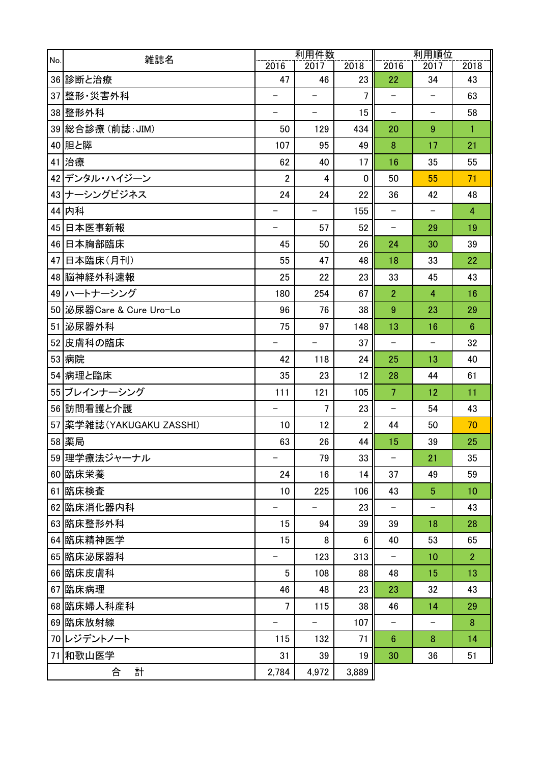| No. | 雑誌名 | 利用件数 | | | 利用順位 | | |
|---|---|---|---|---|---|---|---|
| | | 2016 | 2017 | 2018 | 2016 | 2017 | 2018 |
| 36 | 診断と治療 | 47 | 46 | 23 | 22 | 34 | 43 |
| 37 | 整形・災害外科 | － | － | 7 | － | － | 63 |
| 38 | 整形外科 | － | － | 15 | － | － | 58 |
| 39 | 総合診療（前誌：JIM） | 50 | 129 | 434 | 20 | 9 | 1 |
| 40 | 胆と膵 | 107 | 95 | 49 | 8 | 17 | 21 |
| 41 | 治療 | 62 | 40 | 17 | 16 | 35 | 55 |
| 42 | デンタル・ハイジーン | 2 | 4 | 0 | 50 | 55 | 71 |
| 43 | ナーシングビジネス | 24 | 24 | 22 | 36 | 42 | 48 |
| 44 | 内科 | － | － | 155 | － | － | 4 |
| 45 | 日本医事新報 | － | 57 | 52 | － | 29 | 19 |
| 46 | 日本胸部臨床 | 45 | 50 | 26 | 24 | 30 | 39 |
| 47 | 日本臨床（月刊） | 55 | 47 | 48 | 18 | 33 | 22 |
| 48 | 脳神経外科速報 | 25 | 22 | 23 | 33 | 45 | 43 |
| 49 | ハートナーシング | 180 | 254 | 67 | 2 | 4 | 16 |
| 50 | 泌尿器Care & Cure Uro-Lo | 96 | 76 | 38 | 9 | 23 | 29 |
| 51 | 泌尿器外科 | 75 | 97 | 148 | 13 | 16 | 6 |
| 52 | 皮膚科の臨床 | － | － | 37 | － | － | 32 |
| 53 | 病院 | 42 | 118 | 24 | 25 | 13 | 40 |
| 54 | 病理と臨床 | 35 | 23 | 12 | 28 | 44 | 61 |
| 55 | ブレインナーシング | 111 | 121 | 105 | 7 | 12 | 11 |
| 56 | 訪問看護と介護 | － | 7 | 23 | － | 54 | 43 |
| 57 | 薬学雑誌（YAKUGAKU ZASSHI） | 10 | 12 | 2 | 44 | 50 | 70 |
| 58 | 薬局 | 63 | 26 | 44 | 15 | 39 | 25 |
| 59 | 理学療法ジャーナル | － | 79 | 33 | － | 21 | 35 |
| 60 | 臨床栄養 | 24 | 16 | 14 | 37 | 49 | 59 |
| 61 | 臨床検査 | 10 | 225 | 106 | 43 | 5 | 10 |
| 62 | 臨床消化器内科 | － | － | 23 | － | － | 43 |
| 63 | 臨床整形外科 | 15 | 94 | 39 | 39 | 18 | 28 |
| 64 | 臨床精神医学 | 15 | 8 | 6 | 40 | 53 | 65 |
| 65 | 臨床泌尿器科 | － | 123 | 313 | － | 10 | 2 |
| 66 | 臨床皮膚科 | 5 | 108 | 88 | 48 | 15 | 13 |
| 67 | 臨床病理 | 46 | 48 | 23 | 23 | 32 | 43 |
| 68 | 臨床婦人科産科 | 7 | 115 | 38 | 46 | 14 | 29 |
| 69 | 臨床放射線 | － | － | 107 | － | － | 8 |
| 70 | レジデントノート | 115 | 132 | 71 | 6 | 8 | 14 |
| 71 | 和歌山医学 | 31 | 39 | 19 | 30 | 36 | 51 |
| 合　計 | | 2,784 | 4,972 | 3,889 | | | |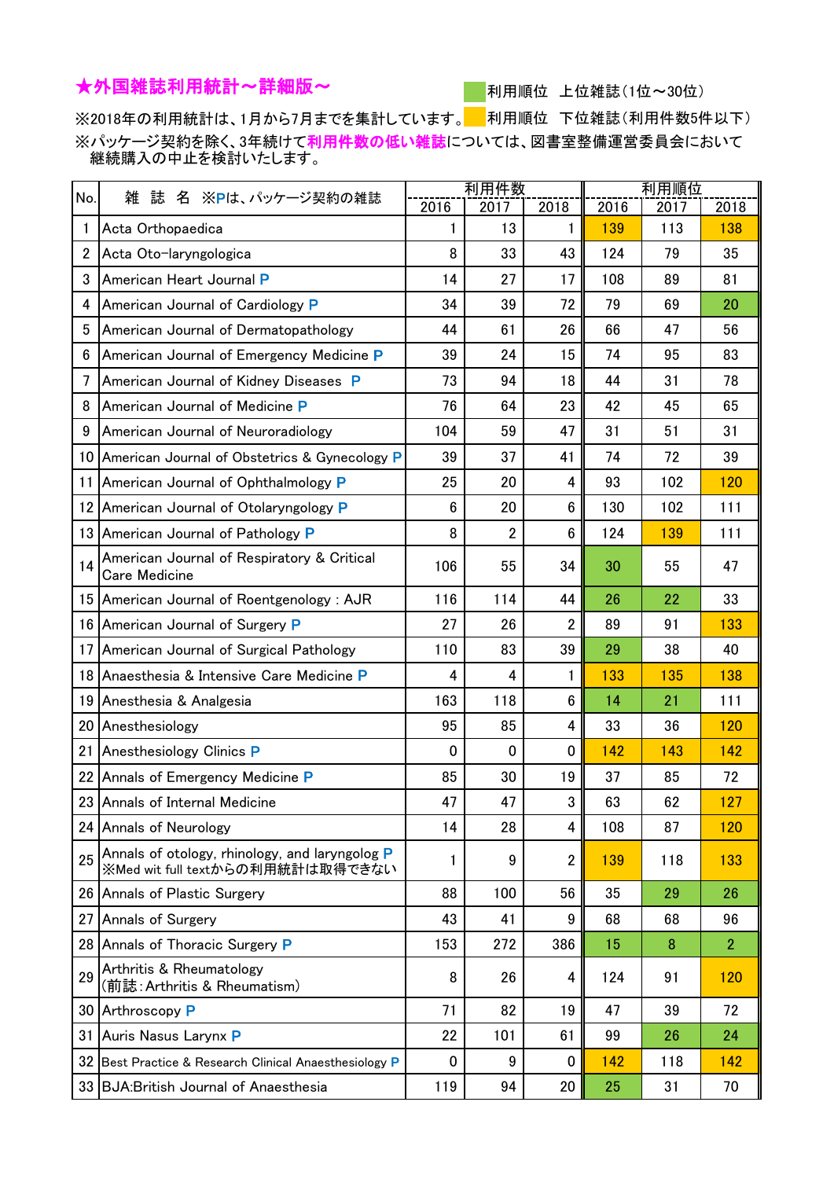# ★外国雑誌利用統計～詳細版～

利用順位　上位雑誌（1位～30位）

利用順位　下位雑誌（利用件数5件以下）

※2018年の利用統計は、1月から7月までを集計しています。

※パッケージ契約を除く、3年続けて**利用件数の低い雑誌**については、図書室整備運営委員会において継続購入の中止を検討いたします。

| No. | 雑　誌　名　※Pは、パッケージ契約の雑誌 | 利用件数 | | | 利用順位 | | |
|---|---|---|---|---|---|---|---|
| | | 2016 | 2017 | 2018 | 2016 | 2017 | 2018 |
| 1 | Acta Orthopaedica | 1 | 13 | 1 | 139 | 113 | 138 |
| 2 | Acta Oto-laryngologica | 8 | 33 | 43 | 124 | 79 | 35 |
| 3 | American Heart Journal P | 14 | 27 | 17 | 108 | 89 | 81 |
| 4 | American Journal of Cardiology P | 34 | 39 | 72 | 79 | 69 | 20 |
| 5 | American Journal of Dermatopathology | 44 | 61 | 26 | 66 | 47 | 56 |
| 6 | American Journal of Emergency Medicine P | 39 | 24 | 15 | 74 | 95 | 83 |
| 7 | American Journal of Kidney Diseases P | 73 | 94 | 18 | 44 | 31 | 78 |
| 8 | American Journal of Medicine P | 76 | 64 | 23 | 42 | 45 | 65 |
| 9 | American Journal of Neuroradiology | 104 | 59 | 47 | 31 | 51 | 31 |
| 10 | American Journal of Obstetrics & Gynecology P | 39 | 37 | 41 | 74 | 72 | 39 |
| 11 | American Journal of Ophthalmology P | 25 | 20 | 4 | 93 | 102 | 120 |
| 12 | American Journal of Otolaryngology P | 6 | 20 | 6 | 130 | 102 | 111 |
| 13 | American Journal of Pathology P | 8 | 2 | 6 | 124 | 139 | 111 |
| 14 | American Journal of Respiratory & Critical Care Medicine | 106 | 55 | 34 | 30 | 55 | 47 |
| 15 | American Journal of Roentgenology : AJR | 116 | 114 | 44 | 26 | 22 | 33 |
| 16 | American Journal of Surgery P | 27 | 26 | 2 | 89 | 91 | 133 |
| 17 | American Journal of Surgical Pathology | 110 | 83 | 39 | 29 | 38 | 40 |
| 18 | Anaesthesia & Intensive Care Medicine P | 4 | 4 | 1 | 133 | 135 | 138 |
| 19 | Anesthesia & Analgesia | 163 | 118 | 6 | 14 | 21 | 111 |
| 20 | Anesthesiology | 95 | 85 | 4 | 33 | 36 | 120 |
| 21 | Anesthesiology Clinics P | 0 | 0 | 0 | 142 | 143 | 142 |
| 22 | Annals of Emergency Medicine P | 85 | 30 | 19 | 37 | 85 | 72 |
| 23 | Annals of Internal Medicine | 47 | 47 | 3 | 63 | 62 | 127 |
| 24 | Annals of Neurology | 14 | 28 | 4 | 108 | 87 | 120 |
| 25 | Annals of otology, rhinology, and laryngolog P ※Med wit full textからの利用統計は取得できない | 1 | 9 | 2 | 139 | 118 | 133 |
| 26 | Annals of Plastic Surgery | 88 | 100 | 56 | 35 | 29 | 26 |
| 27 | Annals of Surgery | 43 | 41 | 9 | 68 | 68 | 96 |
| 28 | Annals of Thoracic Surgery P | 153 | 272 | 386 | 15 | 8 | 2 |
| 29 | Arthritis & Rheumatology (前誌：Arthritis & Rheumatism) | 8 | 26 | 4 | 124 | 91 | 120 |
| 30 | Arthroscopy P | 71 | 82 | 19 | 47 | 39 | 72 |
| 31 | Auris Nasus Larynx P | 22 | 101 | 61 | 99 | 26 | 24 |
| 32 | Best Practice & Research Clinical Anaesthesiology P | 0 | 9 | 0 | 142 | 118 | 142 |
| 33 | BJA:British Journal of Anaesthesia | 119 | 94 | 20 | 25 | 31 | 70 |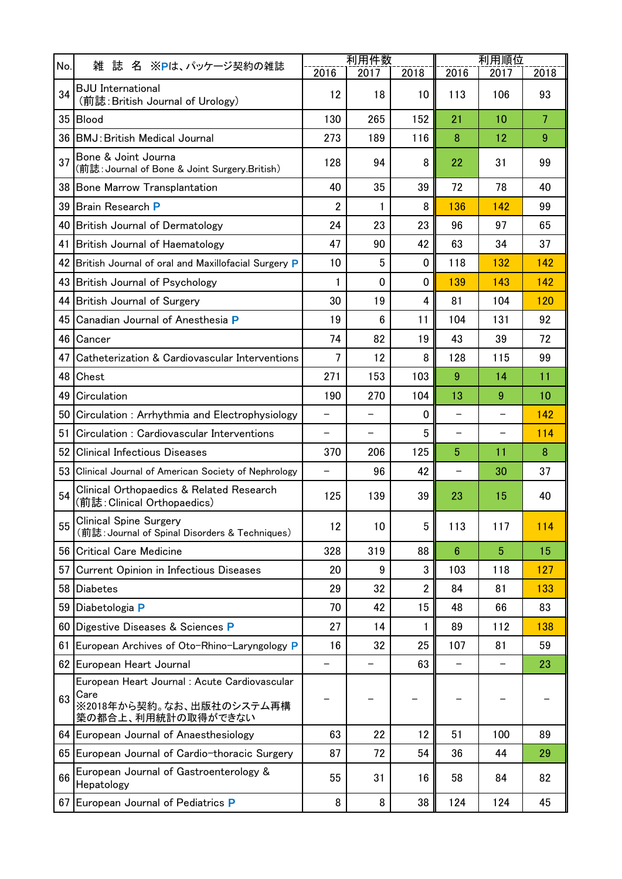| No. | 雑 誌 名 ※Pは、パッケージ契約の雑誌 | 利用件数 | | | 利用順位 | | |
|---|---|---|---|---|---|---|---|
| | | 2016 | 2017 | 2018 | 2016 | 2017 | 2018 |
| 34 | BJU International<br>（前誌：British Journal of Urology） | 12 | 18 | 10 | 113 | 106 | 93 |
| 35 | Blood | 130 | 265 | 152 | 21 | 10 | 7 |
| 36 | BMJ：British Medical Journal | 273 | 189 | 116 | 8 | 12 | 9 |
| 37 | Bone & Joint Journa<br>（前誌：Journal of Bone & Joint Surgery.British） | 128 | 94 | 8 | 22 | 31 | 99 |
| 38 | Bone Marrow Transplantation | 40 | 35 | 39 | 72 | 78 | 40 |
| 39 | Brain Research P | 2 | 1 | 8 | 136 | 142 | 99 |
| 40 | British Journal of Dermatology | 24 | 23 | 23 | 96 | 97 | 65 |
| 41 | British Journal of Haematology | 47 | 90 | 42 | 63 | 34 | 37 |
| 42 | British Journal of oral and Maxillofacial Surgery P | 10 | 5 | 0 | 118 | 132 | 142 |
| 43 | British Journal of Psychology | 1 | 0 | 0 | 139 | 143 | 142 |
| 44 | British Journal of Surgery | 30 | 19 | 4 | 81 | 104 | 120 |
| 45 | Canadian Journal of Anesthesia P | 19 | 6 | 11 | 104 | 131 | 92 |
| 46 | Cancer | 74 | 82 | 19 | 43 | 39 | 72 |
| 47 | Catheterization & Cardiovascular Interventions | 7 | 12 | 8 | 128 | 115 | 99 |
| 48 | Chest | 271 | 153 | 103 | 9 | 14 | 11 |
| 49 | Circulation | 190 | 270 | 104 | 13 | 9 | 10 |
| 50 | Circulation：Arrhythmia and Electrophysiology | － | － | 0 | － | － | 142 |
| 51 | Circulation：Cardiovascular Interventions | － | － | 5 | － | － | 114 |
| 52 | Clinical Infectious Diseases | 370 | 206 | 125 | 5 | 11 | 8 |
| 53 | Clinical Journal of American Society of Nephrology | － | 96 | 42 | － | 30 | 37 |
| 54 | Clinical Orthopaedics & Related Research<br>（前誌：Clinical Orthopaedics） | 125 | 139 | 39 | 23 | 15 | 40 |
| 55 | Clinical Spine Surgery<br>（前誌：Journal of Spinal Disorders & Techniques） | 12 | 10 | 5 | 113 | 117 | 114 |
| 56 | Critical Care Medicine | 328 | 319 | 88 | 6 | 5 | 15 |
| 57 | Current Opinion in Infectious Diseases | 20 | 9 | 3 | 103 | 118 | 127 |
| 58 | Diabetes | 29 | 32 | 2 | 84 | 81 | 133 |
| 59 | Diabetologia P | 70 | 42 | 15 | 48 | 66 | 83 |
| 60 | Digestive Diseases & Sciences P | 27 | 14 | 1 | 89 | 112 | 138 |
| 61 | European Archives of Oto-Rhino-Laryngology P | 16 | 32 | 25 | 107 | 81 | 59 |
| 62 | European Heart Journal | － | － | 63 | － | － | 23 |
| 63 | European Heart Journal：Acute Cardiovascular Care<br>※2018年から契約。なお、出版社のシステム再構築の都合上、利用統計の取得ができない | － | － | － | － | － | － |
| 64 | European Journal of Anaesthesiology | 63 | 22 | 12 | 51 | 100 | 89 |
| 65 | European Journal of Cardio-thoracic Surgery | 87 | 72 | 54 | 36 | 44 | 29 |
| 66 | European Journal of Gastroenterology & Hepatology | 55 | 31 | 16 | 58 | 84 | 82 |
| 67 | European Journal of Pediatrics P | 8 | 8 | 38 | 124 | 124 | 45 |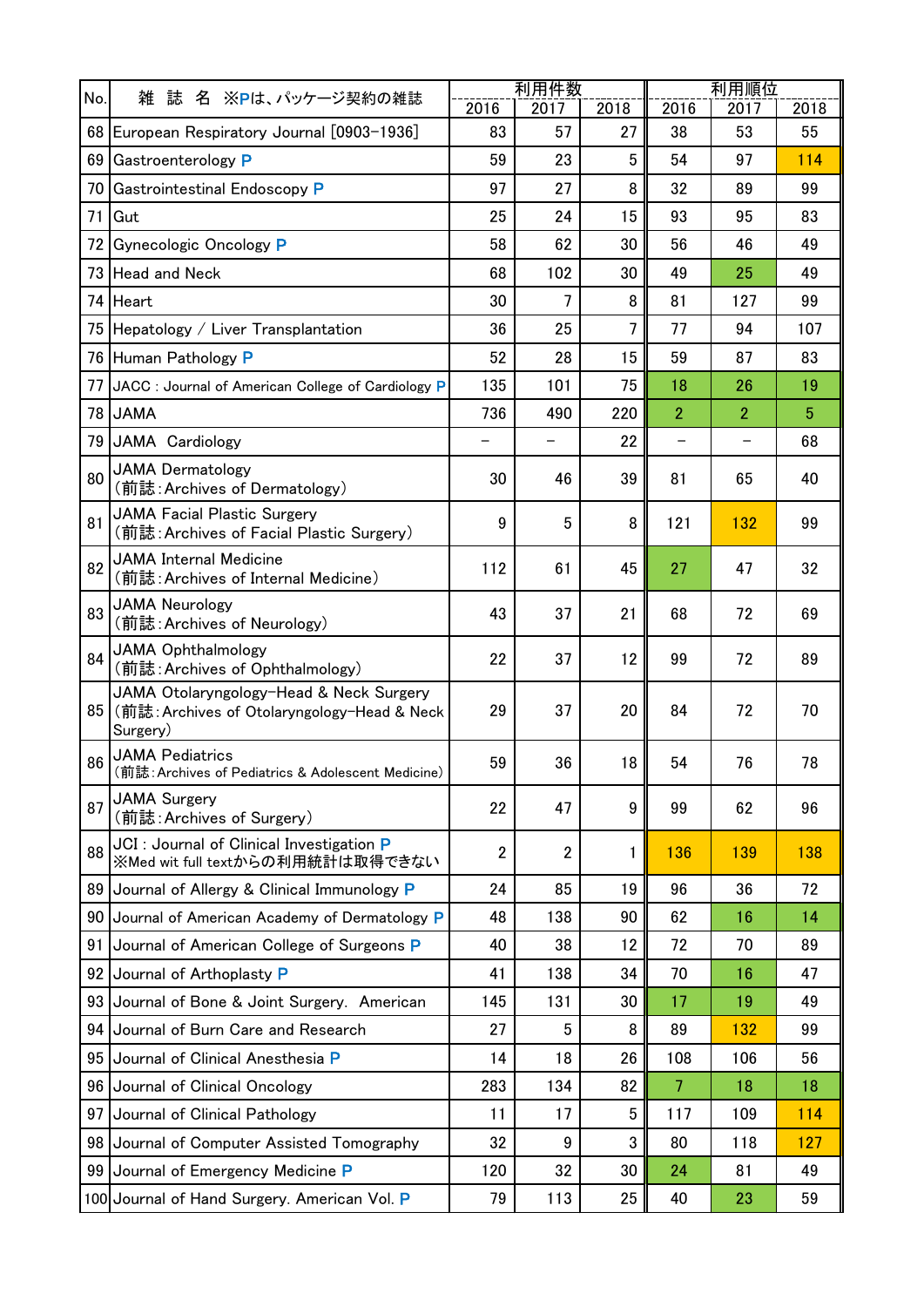| No. | 雑 誌 名 ※Pは、パッケージ契約の雑誌 | 利用件数 | | | 利用順位 | | |
|---|---|---|---|---|---|---|---|
| | | 2016 | 2017 | 2018 | 2016 | 2017 | 2018 |
| 68 | European Respiratory Journal [0903-1936] | 83 | 57 | 27 | 38 | 53 | 55 |
| 69 | Gastroenterology P | 59 | 23 | 5 | 54 | 97 | 114 |
| 70 | Gastrointestinal Endoscopy P | 97 | 27 | 8 | 32 | 89 | 99 |
| 71 | Gut | 25 | 24 | 15 | 93 | 95 | 83 |
| 72 | Gynecologic Oncology P | 58 | 62 | 30 | 56 | 46 | 49 |
| 73 | Head and Neck | 68 | 102 | 30 | 49 | 25 | 49 |
| 74 | Heart | 30 | 7 | 8 | 81 | 127 | 99 |
| 75 | Hepatology / Liver Transplantation | 36 | 25 | 7 | 77 | 94 | 107 |
| 76 | Human Pathology P | 52 | 28 | 15 | 59 | 87 | 83 |
| 77 | JACC : Journal of American College of Cardiology P | 135 | 101 | 75 | 18 | 26 | 19 |
| 78 | JAMA | 736 | 490 | 220 | 2 | 2 | 5 |
| 79 | JAMA Cardiology | － | － | 22 | － | － | 68 |
| 80 | JAMA Dermatology (前誌:Archives of Dermatology) | 30 | 46 | 39 | 81 | 65 | 40 |
| 81 | JAMA Facial Plastic Surgery (前誌:Archives of Facial Plastic Surgery) | 9 | 5 | 8 | 121 | 132 | 99 |
| 82 | JAMA Internal Medicine (前誌:Archives of Internal Medicine) | 112 | 61 | 45 | 27 | 47 | 32 |
| 83 | JAMA Neurology (前誌:Archives of Neurology) | 43 | 37 | 21 | 68 | 72 | 69 |
| 84 | JAMA Ophthalmology (前誌:Archives of Ophthalmology) | 22 | 37 | 12 | 99 | 72 | 89 |
| 85 | JAMA Otolaryngology-Head & Neck Surgery (前誌:Archives of Otolaryngology-Head & Neck Surgery) | 29 | 37 | 20 | 84 | 72 | 70 |
| 86 | JAMA Pediatrics (前誌:Archives of Pediatrics & Adolescent Medicine) | 59 | 36 | 18 | 54 | 76 | 78 |
| 87 | JAMA Surgery (前誌:Archives of Surgery) | 22 | 47 | 9 | 99 | 62 | 96 |
| 88 | JCI : Journal of Clinical Investigation P ※Med wit full textからの利用統計は取得できない | 2 | 2 | 1 | 136 | 139 | 138 |
| 89 | Journal of Allergy & Clinical Immunology P | 24 | 85 | 19 | 96 | 36 | 72 |
| 90 | Journal of American Academy of Dermatology P | 48 | 138 | 90 | 62 | 16 | 14 |
| 91 | Journal of American College of Surgeons P | 40 | 38 | 12 | 72 | 70 | 89 |
| 92 | Journal of Arthoplasty P | 41 | 138 | 34 | 70 | 16 | 47 |
| 93 | Journal of Bone & Joint Surgery. American | 145 | 131 | 30 | 17 | 19 | 49 |
| 94 | Journal of Burn Care and Research | 27 | 5 | 8 | 89 | 132 | 99 |
| 95 | Journal of Clinical Anesthesia P | 14 | 18 | 26 | 108 | 106 | 56 |
| 96 | Journal of Clinical Oncology | 283 | 134 | 82 | 7 | 18 | 18 |
| 97 | Journal of Clinical Pathology | 11 | 17 | 5 | 117 | 109 | 114 |
| 98 | Journal of Computer Assisted Tomography | 32 | 9 | 3 | 80 | 118 | 127 |
| 99 | Journal of Emergency Medicine P | 120 | 32 | 30 | 24 | 81 | 49 |
| 100 | Journal of Hand Surgery. American Vol. P | 79 | 113 | 25 | 40 | 23 | 59 |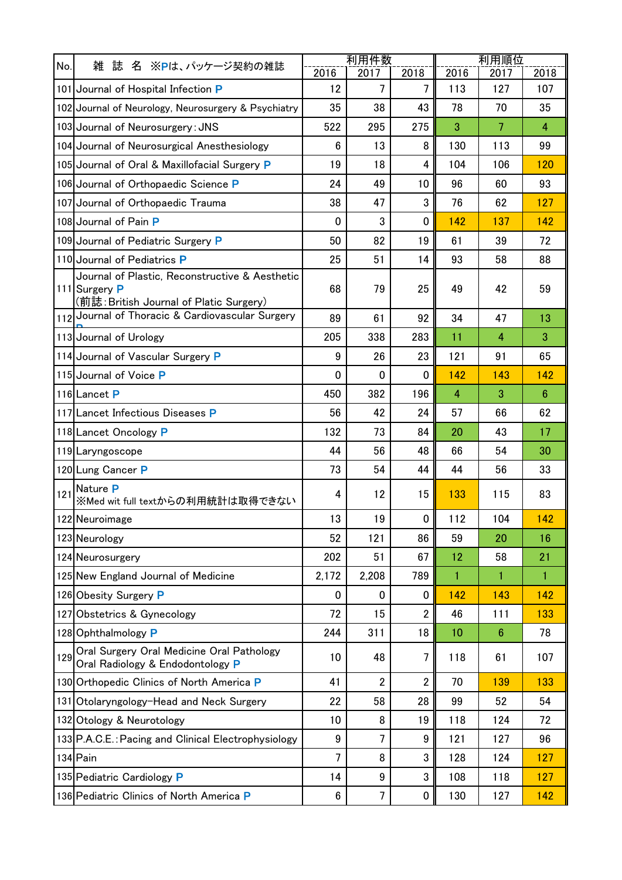| No. | 雑 誌 名 ※Pは、パッケージ契約の雑誌 | 利用件数 | | | 利用順位 | | |
|---|---|---|---|---|---|---|---|
| | | 2016 | 2017 | 2018 | 2016 | 2017 | 2018 |
| 101 | Journal of Hospital Infection P | 12 | 7 | 7 | 113 | 127 | 107 |
| 102 | Journal of Neurology, Neurosurgery & Psychiatry | 35 | 38 | 43 | 78 | 70 | 35 |
| 103 | Journal of Neurosurgery : JNS | 522 | 295 | 275 | 3 | 7 | 4 |
| 104 | Journal of Neurosurgical Anesthesiology | 6 | 13 | 8 | 130 | 113 | 99 |
| 105 | Journal of Oral & Maxillofacial Surgery P | 19 | 18 | 4 | 104 | 106 | 120 |
| 106 | Journal of Orthopaedic Science P | 24 | 49 | 10 | 96 | 60 | 93 |
| 107 | Journal of Orthopaedic Trauma | 38 | 47 | 3 | 76 | 62 | 127 |
| 108 | Journal of Pain P | 0 | 3 | 0 | 142 | 137 | 142 |
| 109 | Journal of Pediatric Surgery P | 50 | 82 | 19 | 61 | 39 | 72 |
| 110 | Journal of Pediatrics P | 25 | 51 | 14 | 93 | 58 | 88 |
| 111 | Journal of Plastic, Reconstructive & Aesthetic Surgery P (前誌：British Journal of Platic Surgery) | 68 | 79 | 25 | 49 | 42 | 59 |
| 112 | Journal of Thoracic & Cardiovascular Surgery P | 89 | 61 | 92 | 34 | 47 | 13 |
| 113 | Journal of Urology | 205 | 338 | 283 | 11 | 4 | 3 |
| 114 | Journal of Vascular Surgery P | 9 | 26 | 23 | 121 | 91 | 65 |
| 115 | Journal of Voice P | 0 | 0 | 0 | 142 | 143 | 142 |
| 116 | Lancet P | 450 | 382 | 196 | 4 | 3 | 6 |
| 117 | Lancet Infectious Diseases P | 56 | 42 | 24 | 57 | 66 | 62 |
| 118 | Lancet Oncology P | 132 | 73 | 84 | 20 | 43 | 17 |
| 119 | Laryngoscope | 44 | 56 | 48 | 66 | 54 | 30 |
| 120 | Lung Cancer P | 73 | 54 | 44 | 44 | 56 | 33 |
| 121 | Nature P ※Med wit full textからの利用統計は取得できない | 4 | 12 | 15 | 133 | 115 | 83 |
| 122 | Neuroimage | 13 | 19 | 0 | 112 | 104 | 142 |
| 123 | Neurology | 52 | 121 | 86 | 59 | 20 | 16 |
| 124 | Neurosurgery | 202 | 51 | 67 | 12 | 58 | 21 |
| 125 | New England Journal of Medicine | 2,172 | 2,208 | 789 | 1 | 1 | 1 |
| 126 | Obesity Surgery P | 0 | 0 | 0 | 142 | 143 | 142 |
| 127 | Obstetrics & Gynecology | 72 | 15 | 2 | 46 | 111 | 133 |
| 128 | Ophthalmology P | 244 | 311 | 18 | 10 | 6 | 78 |
| 129 | Oral Surgery Oral Medicine Oral Pathology Oral Radiology & Endodontology P | 10 | 48 | 7 | 118 | 61 | 107 |
| 130 | Orthopedic Clinics of North America P | 41 | 2 | 2 | 70 | 139 | 133 |
| 131 | Otolaryngology-Head and Neck Surgery | 22 | 58 | 28 | 99 | 52 | 54 |
| 132 | Otology & Neurotology | 10 | 8 | 19 | 118 | 124 | 72 |
| 133 | P.A.C.E.: Pacing and Clinical Electrophysiology | 9 | 7 | 9 | 121 | 127 | 96 |
| 134 | Pain | 7 | 8 | 3 | 128 | 124 | 127 |
| 135 | Pediatric Cardiology P | 14 | 9 | 3 | 108 | 118 | 127 |
| 136 | Pediatric Clinics of North America P | 6 | 7 | 0 | 130 | 127 | 142 |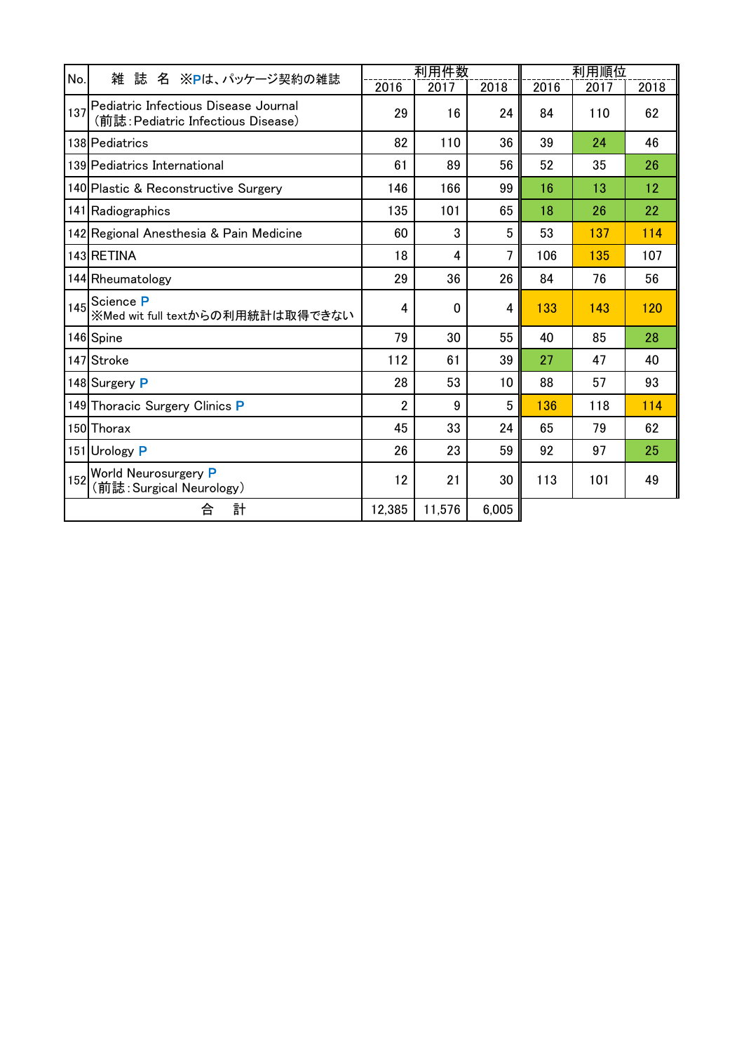| No. | 雑 誌 名 ※Pは、パッケージ契約の雑誌 | 利用件数 | | | 利用順位 | | |
|---|---|---|---|---|---|---|---|
| | | 2016 | 2017 | 2018 | 2016 | 2017 | 2018 |
| 137 | Pediatric Infectious Disease Journal (前誌：Pediatric Infectious Disease) | 29 | 16 | 24 | 84 | 110 | 62 |
| 138 | Pediatrics | 82 | 110 | 36 | 39 | 24 | 46 |
| 139 | Pediatrics International | 61 | 89 | 56 | 52 | 35 | 26 |
| 140 | Plastic & Reconstructive Surgery | 146 | 166 | 99 | 16 | 13 | 12 |
| 141 | Radiographics | 135 | 101 | 65 | 18 | 26 | 22 |
| 142 | Regional Anesthesia & Pain Medicine | 60 | 3 | 5 | 53 | 137 | 114 |
| 143 | RETINA | 18 | 4 | 7 | 106 | 135 | 107 |
| 144 | Rheumatology | 29 | 36 | 26 | 84 | 76 | 56 |
| 145 | Science P ※Med wit full textからの利用統計は取得できない | 4 | 0 | 4 | 133 | 143 | 120 |
| 146 | Spine | 79 | 30 | 55 | 40 | 85 | 28 |
| 147 | Stroke | 112 | 61 | 39 | 27 | 47 | 40 |
| 148 | Surgery P | 28 | 53 | 10 | 88 | 57 | 93 |
| 149 | Thoracic Surgery Clinics P | 2 | 9 | 5 | 136 | 118 | 114 |
| 150 | Thorax | 45 | 33 | 24 | 65 | 79 | 62 |
| 151 | Urology P | 26 | 23 | 59 | 92 | 97 | 25 |
| 152 | World Neurosurgery P (前誌：Surgical Neurology) | 12 | 21 | 30 | 113 | 101 | 49 |
| 合 計 | | 12,385 | 11,576 | 6,005 | | | |